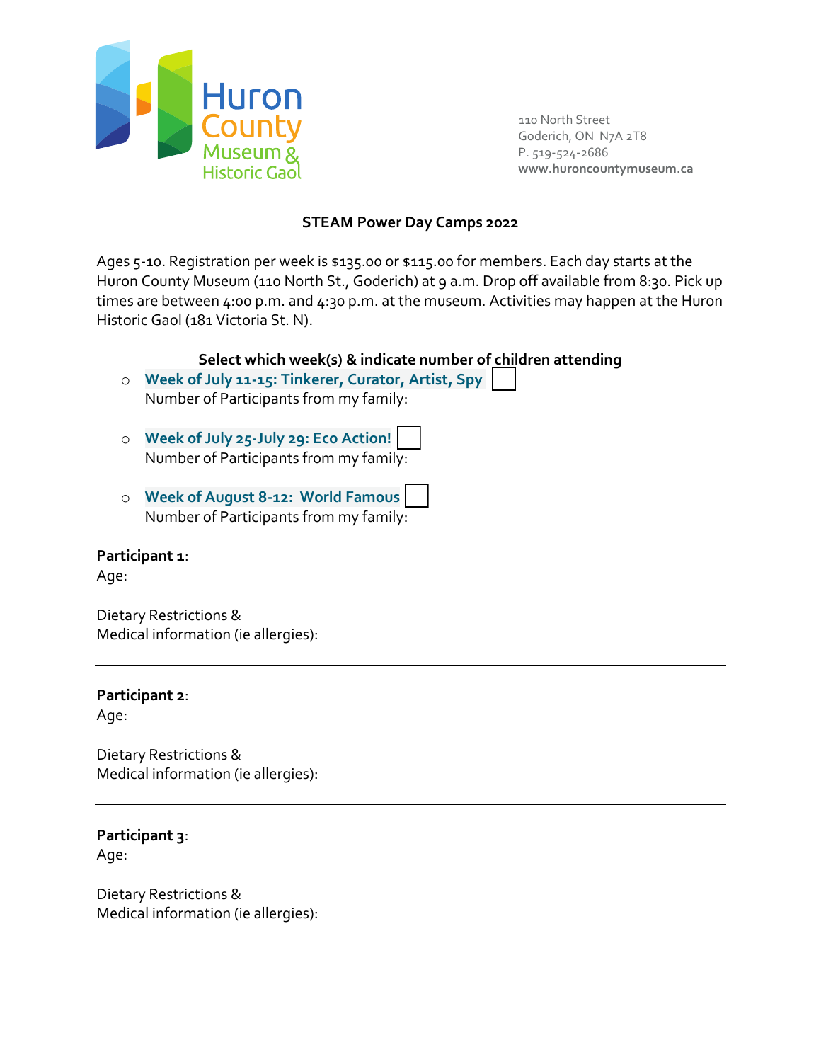Huron County Museum & Historic Gaol

110 North Street
Goderich, ON N7A 2T8
P. 519-524-2686
**www.huroncountymuseum.ca**

**STEAM Power Day Camps 2022**

Ages 5-10. Registration per week is $135.00 or $115.00 for members. Each day starts at the Huron County Museum (110 North St., Goderich) at 9 a.m. Drop off available from 8:30. Pick up times are between 4:00 p.m. and 4:30 p.m. at the museum. Activities may happen at the Huron Historic Gaol (181 Victoria St. N).

**Select which week(s) & indicate number of children attending**

- **Week of July 11-15: Tinkerer, Curator, Artist, Spy** ☐
  Number of Participants from my family:

- **Week of July 25-July 29: Eco Action!** ☐
  Number of Participants from my family:

- **Week of August 8-12: World Famous** ☐
  Number of Participants from my family:

**Participant 1**:
Age:

Dietary Restrictions &
Medical information (ie allergies):

---

**Participant 2**:
Age:

Dietary Restrictions &
Medical information (ie allergies):

---

**Participant 3**:
Age:

Dietary Restrictions &
Medical information (ie allergies):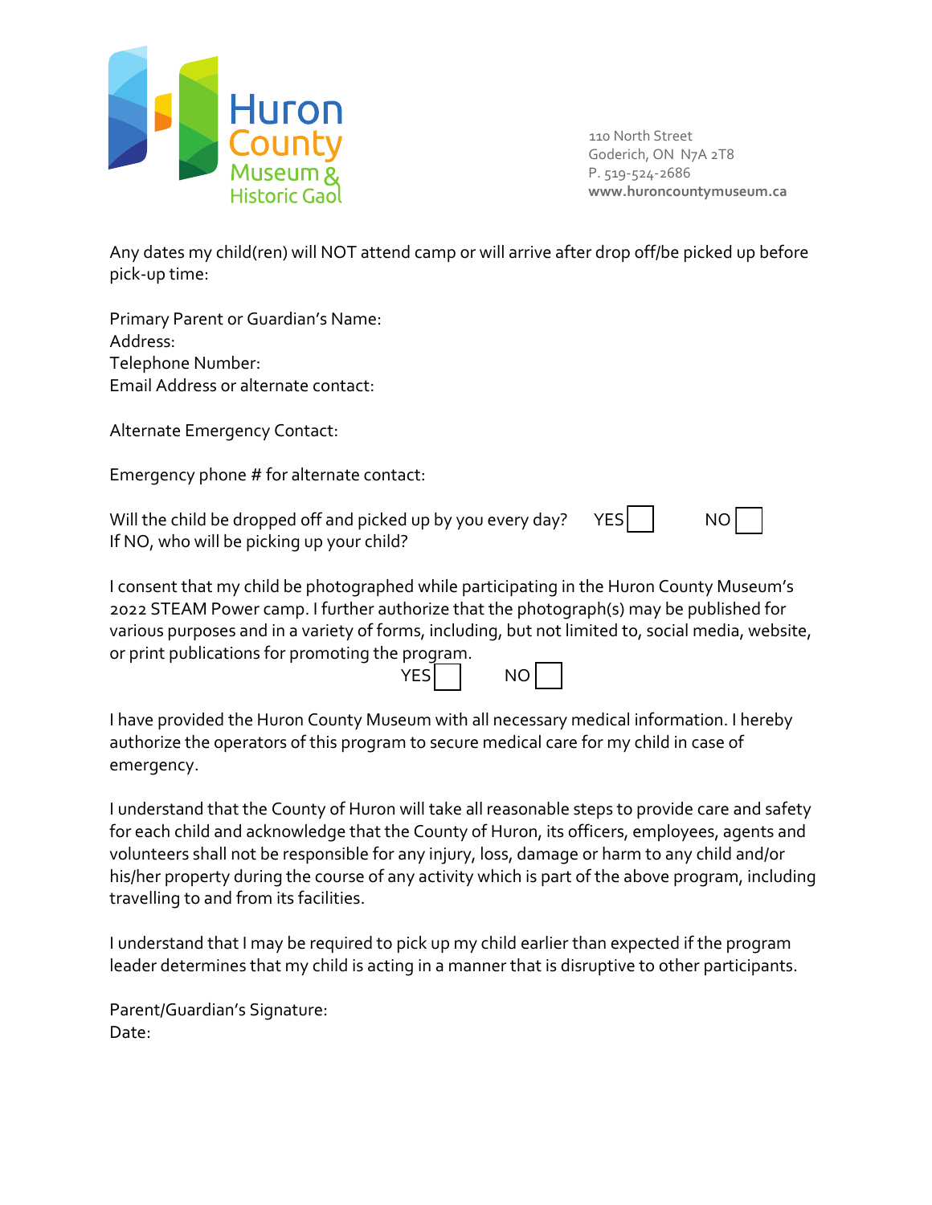Huron County Museum & Historic Gaol

110 North Street
Goderich, ON N7A 2T8
P. 519-524-2686
**www.huroncountymuseum.ca**

Any dates my child(ren) will NOT attend camp or will arrive after drop off/be picked up before pick-up time:

Primary Parent or Guardian's Name:
Address:
Telephone Number:
Email Address or alternate contact:

Alternate Emergency Contact:

Emergency phone # for alternate contact:

Will the child be dropped off and picked up by you every day? YES ☐ NO ☐
If NO, who will be picking up your child?

I consent that my child be photographed while participating in the Huron County Museum's 2022 STEAM Power camp. I further authorize that the photograph(s) may be published for various purposes and in a variety of forms, including, but not limited to, social media, website, or print publications for promoting the program.
YES ☐ NO ☐

I have provided the Huron County Museum with all necessary medical information. I hereby authorize the operators of this program to secure medical care for my child in case of emergency.

I understand that the County of Huron will take all reasonable steps to provide care and safety for each child and acknowledge that the County of Huron, its officers, employees, agents and volunteers shall not be responsible for any injury, loss, damage or harm to any child and/or his/her property during the course of any activity which is part of the above program, including travelling to and from its facilities.

I understand that I may be required to pick up my child earlier than expected if the program leader determines that my child is acting in a manner that is disruptive to other participants.

Parent/Guardian's Signature:
Date: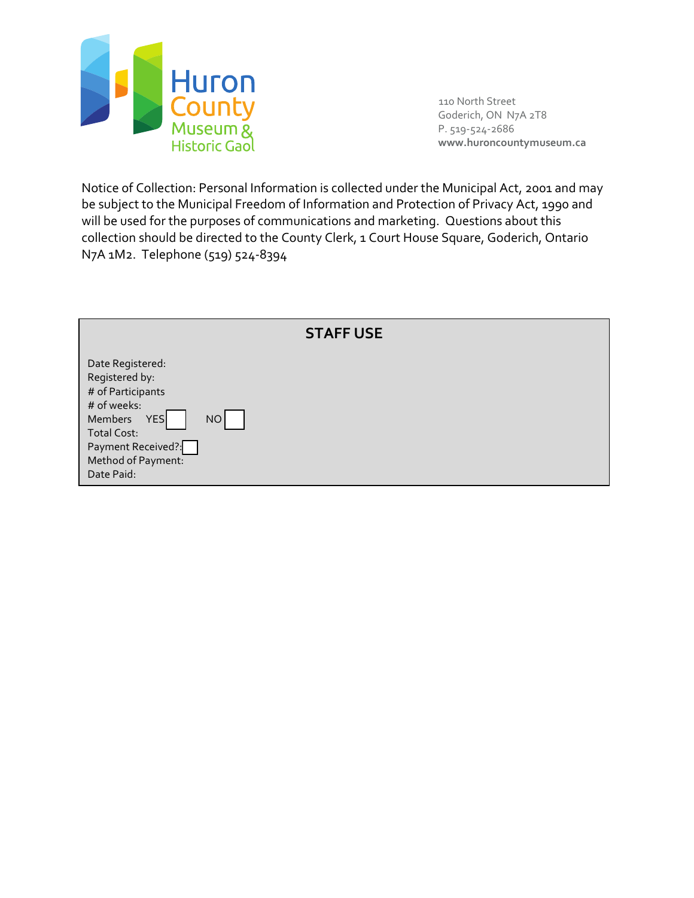Huron County Museum & Historic Gaol

110 North Street
Goderich, ON N7A 2T8
P. 519-524-2686
**www.huroncountymuseum.ca**

Notice of Collection: Personal Information is collected under the Municipal Act, 2001 and may be subject to the Municipal Freedom of Information and Protection of Privacy Act, 1990 and will be used for the purposes of communications and marketing. Questions about this collection should be directed to the County Clerk, 1 Court House Square, Goderich, Ontario N7A 1M2. Telephone (519) 524-8394

## STAFF USE

Date Registered:
Registered by:
# of Participants
# of weeks:
Members YES ☐ NO ☐
Total Cost:
Payment Received?: ☐
Method of Payment:
Date Paid: